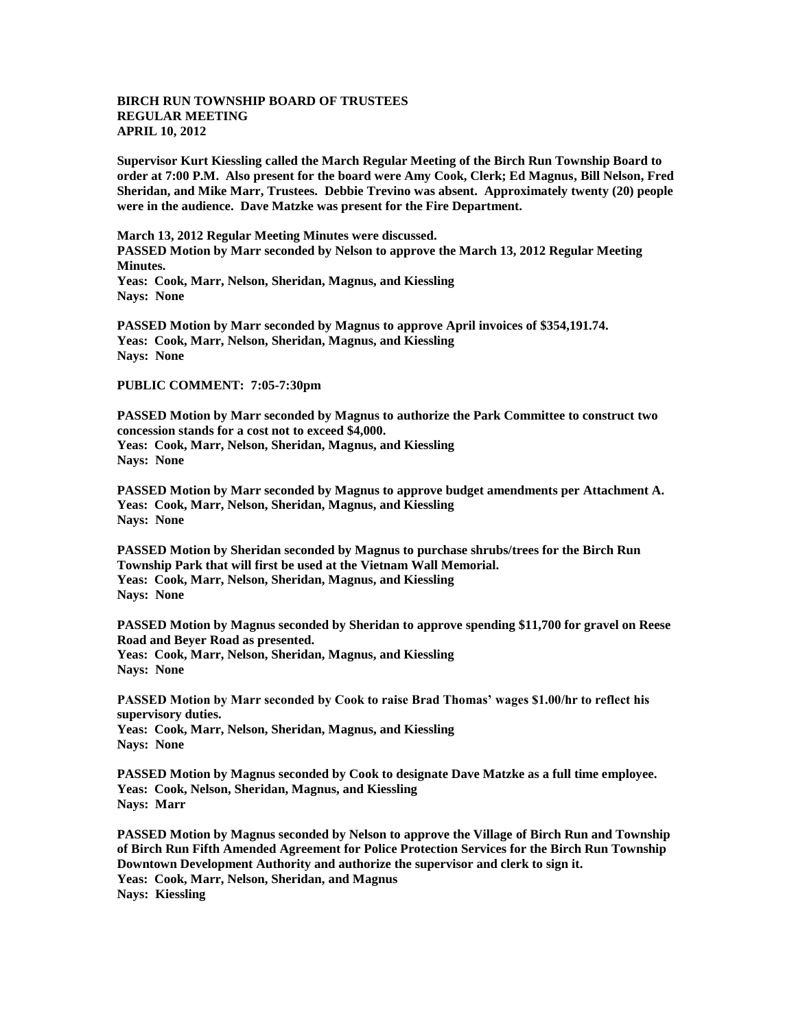**BIRCH RUN TOWNSHIP BOARD OF TRUSTEES**
**REGULAR MEETING**
**APRIL 10, 2012**

**Supervisor Kurt Kiessling called the March Regular Meeting of the Birch Run Township Board to order at 7:00 P.M. Also present for the board were Amy Cook, Clerk; Ed Magnus, Bill Nelson, Fred Sheridan, and Mike Marr, Trustees. Debbie Trevino was absent. Approximately twenty (20) people were in the audience. Dave Matzke was present for the Fire Department.**

**March 13, 2012 Regular Meeting Minutes were discussed.**
**PASSED Motion by Marr seconded by Nelson to approve the March 13, 2012 Regular Meeting Minutes.**
**Yeas: Cook, Marr, Nelson, Sheridan, Magnus, and Kiessling**
**Nays: None**

**PASSED Motion by Marr seconded by Magnus to approve April invoices of $354,191.74.**
**Yeas: Cook, Marr, Nelson, Sheridan, Magnus, and Kiessling**
**Nays: None**

**PUBLIC COMMENT: 7:05-7:30pm**

**PASSED Motion by Marr seconded by Magnus to authorize the Park Committee to construct two concession stands for a cost not to exceed $4,000.**
**Yeas: Cook, Marr, Nelson, Sheridan, Magnus, and Kiessling**
**Nays: None**

**PASSED Motion by Marr seconded by Magnus to approve budget amendments per Attachment A.**
**Yeas: Cook, Marr, Nelson, Sheridan, Magnus, and Kiessling**
**Nays: None**

**PASSED Motion by Sheridan seconded by Magnus to purchase shrubs/trees for the Birch Run Township Park that will first be used at the Vietnam Wall Memorial.**
**Yeas: Cook, Marr, Nelson, Sheridan, Magnus, and Kiessling**
**Nays: None**

**PASSED Motion by Magnus seconded by Sheridan to approve spending $11,700 for gravel on Reese Road and Beyer Road as presented.**
**Yeas: Cook, Marr, Nelson, Sheridan, Magnus, and Kiessling**
**Nays: None**

**PASSED Motion by Marr seconded by Cook to raise Brad Thomas' wages $1.00/hr to reflect his supervisory duties.**
**Yeas: Cook, Marr, Nelson, Sheridan, Magnus, and Kiessling**
**Nays: None**

**PASSED Motion by Magnus seconded by Cook to designate Dave Matzke as a full time employee.**
**Yeas: Cook, Nelson, Sheridan, Magnus, and Kiessling**
**Nays: Marr**

**PASSED Motion by Magnus seconded by Nelson to approve the Village of Birch Run and Township of Birch Run Fifth Amended Agreement for Police Protection Services for the Birch Run Township Downtown Development Authority and authorize the supervisor and clerk to sign it.**
**Yeas: Cook, Marr, Nelson, Sheridan, and Magnus**
**Nays: Kiessling**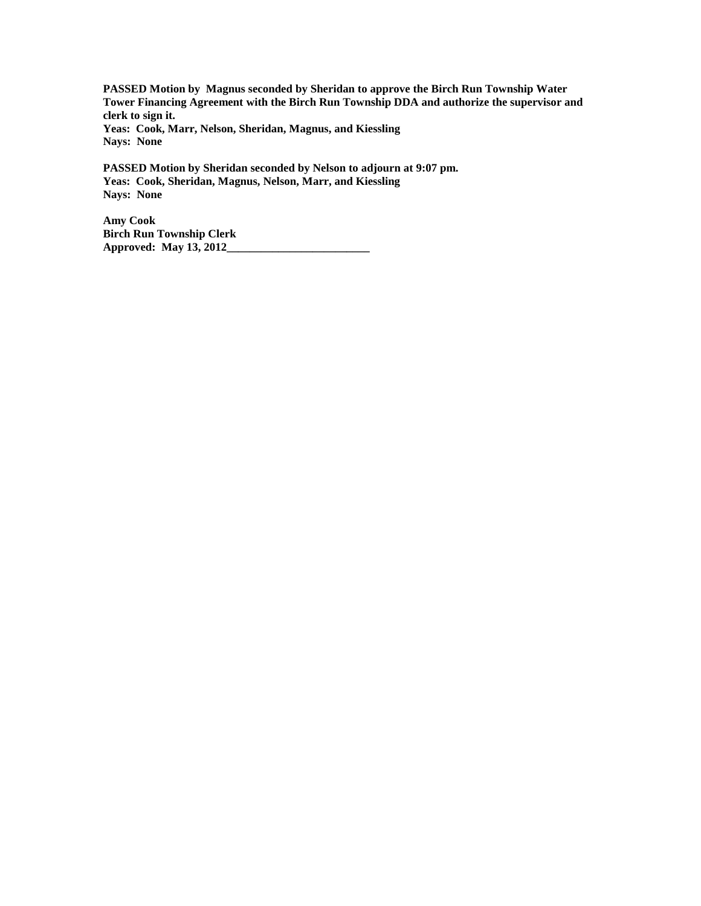**PASSED Motion by Magnus seconded by Sheridan to approve the Birch Run Township Water Tower Financing Agreement with the Birch Run Township DDA and authorize the supervisor and clerk to sign it.**
**Yeas: Cook, Marr, Nelson, Sheridan, Magnus, and Kiessling**
**Nays: None**

**PASSED Motion by Sheridan seconded by Nelson to adjourn at 9:07 pm.**
**Yeas: Cook, Sheridan, Magnus, Nelson, Marr, and Kiessling**
**Nays: None**

**Amy Cook**
**Birch Run Township Clerk**
**Approved: May 13, 2012_________________________**